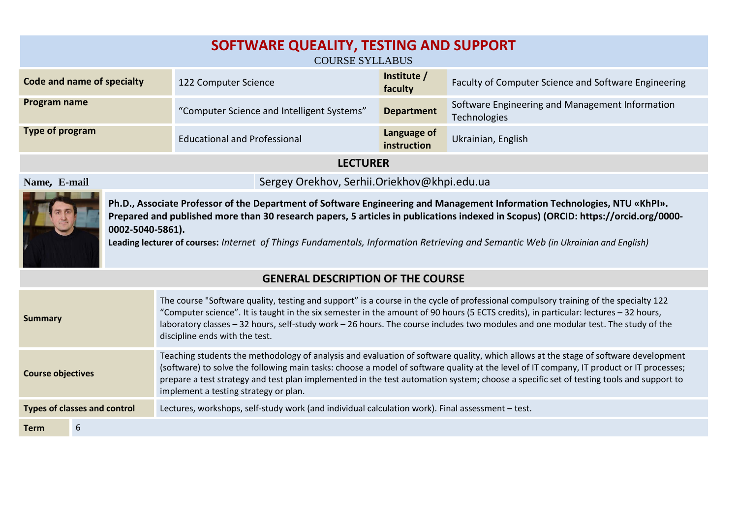# SOFTWARE QUEALITY, TESTING AND SUPPORT

COURSE SYLLABUS

| | | | |
|---|---|---|---|
| **Code and name of specialty** | 122 Computer Science | **Institute / faculty** | Faculty of Computer Science and Software Engineering |
| **Program name** | "Computer Science and Intelligent Systems" | **Department** | Software Engineering and Management Information Technologies |
| **Type of program** | Educational and Professional | **Language of instruction** | Ukrainian, English |

## LECTURER

| | |
|---|---|
| **Name, E-mail** | Sergey Orekhov, Serhii.Oriekhov@khpi.edu.ua |

**Ph.D., Associate Professor of the Department of Software Engineering and Management Information Technologies, NTU «KhPI». Prepared and published more than 30 research papers, 5 articles in publications indexed in Scopus) (ORCID: https://orcid.org/0000-0002-5040-5861).**

**Leading lecturer of courses:** *Internet of Things Fundamentals, Information Retrieving and Semantic Web (in Ukrainian and English)*

## GENERAL DESCRIPTION OF THE COURSE

| | |
|---|---|
| **Summary** | The course "Software quality, testing and support" is a course in the cycle of professional compulsory training of the specialty 122 "Computer science". It is taught in the six semester in the amount of 90 hours (5 ECTS credits), in particular: lectures – 32 hours, laboratory classes – 32 hours, self-study work – 26 hours. The course includes two modules and one modular test. The study of the discipline ends with the test. |
| **Course objectives** | Teaching students the methodology of analysis and evaluation of software quality, which allows at the stage of software development (software) to solve the following main tasks: choose a model of software quality at the level of IT company, IT product or IT processes; prepare a test strategy and test plan implemented in the test automation system; choose a specific set of testing tools and support to implement a testing strategy or plan. |
| **Types of classes and control** | Lectures, workshops, self-study work (and individual calculation work). Final assessment – test. |
| **Term** | 6 |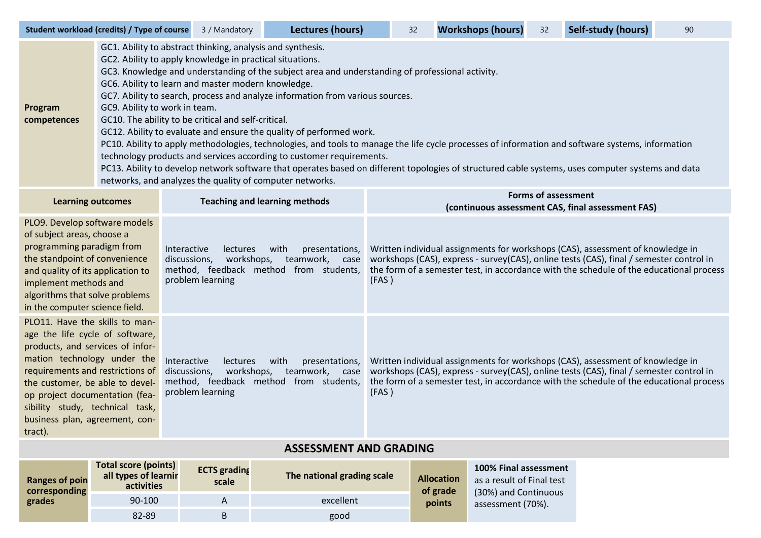| Student workload (credits) / Type of course | 3 / Mandatory | Lectures (hours) | 32 | Workshops (hours) | 32 | Self-study (hours) | 90 |
|---|---|---|---|---|---|---|---|

| | |
|---|---|
| **Program competences** | GC1. Ability to abstract thinking, analysis and synthesis.<br>GC2. Ability to apply knowledge in practical situations.<br>GC3. Knowledge and understanding of the subject area and understanding of professional activity.<br>GC6. Ability to learn and master modern knowledge.<br>GC7. Ability to search, process and analyze information from various sources.<br>GC9. Ability to work in team.<br>GC10. The ability to be critical and self-critical.<br>GC12. Ability to evaluate and ensure the quality of performed work.<br>PC10. Ability to apply methodologies, technologies, and tools to manage the life cycle processes of information and software systems, information technology products and services according to customer requirements.<br>PC13. Ability to develop network software that operates based on different topologies of structured cable systems, uses computer systems and data networks, and analyzes the quality of computer networks. |

| Learning outcomes | Teaching and learning methods | Forms of assessment (continuous assessment CAS, final assessment FAS) |
|---|---|---|
| PLO9. Develop software models of subject areas, choose a programming paradigm from the standpoint of convenience and quality of its application to implement methods and algorithms that solve problems in the computer science field. | Interactive lectures with presentations, discussions, workshops, teamwork, case method, feedback method from students, problem learning | Written individual assignments for workshops (CAS), assessment of knowledge in workshops (CAS), express - survey(CAS), online tests (CAS), final / semester control in the form of a semester test, in accordance with the schedule of the educational process (FAS ) |
| PLO11. Have the skills to manage the life cycle of software, products, and services of information technology under the requirements and restrictions of the customer, be able to develop project documentation (feasibility study, technical task, business plan, agreement, contract). | Interactive lectures with presentations, discussions, workshops, teamwork, case method, feedback method from students, problem learning | Written individual assignments for workshops (CAS), assessment of knowledge in workshops (CAS), express - survey(CAS), online tests (CAS), final / semester control in the form of a semester test, in accordance with the schedule of the educational process (FAS ) |

## ASSESSMENT AND GRADING

| Ranges of points corresponding grades | Total score (points) all types of learning activities | ECTS grading scale | The national grading scale | Allocation of grade points | 100% Final assessment as a result of Final test (30%) and Continuous assessment (70%). |
|---|---|---|---|---|---|
| | 90-100 | A | excellent | | |
| | 82-89 | B | good | | |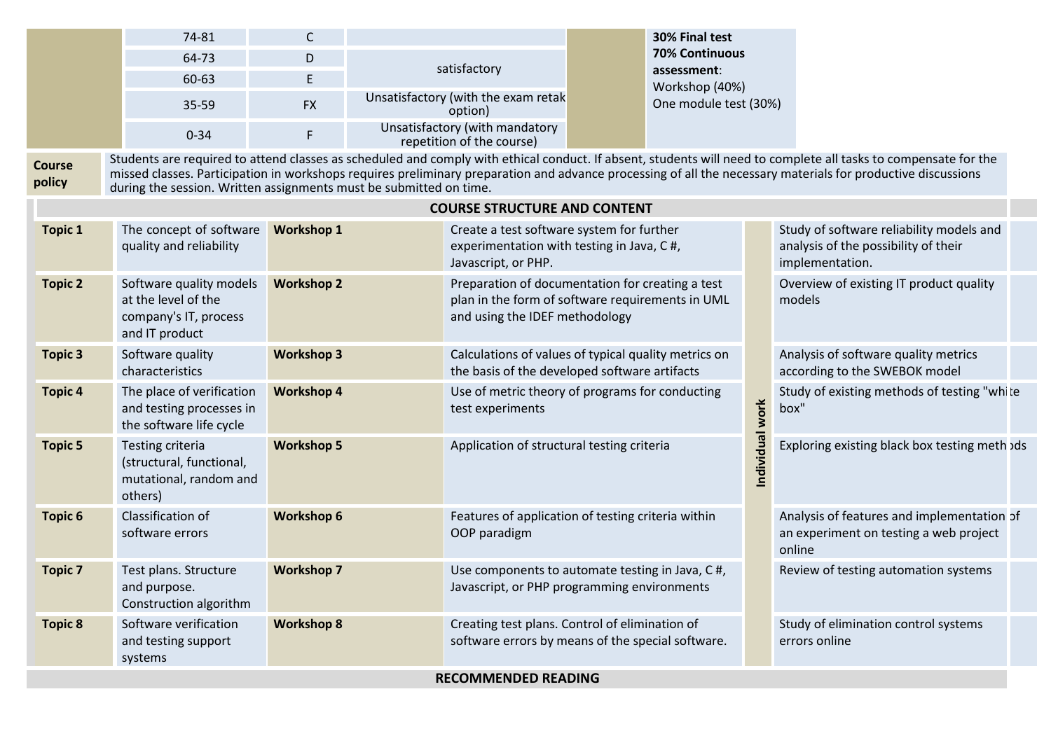| | | | | | |
|---|---|---|---|---|---|
| | 74-81 | C | | | **30% Final test**<br>**70% Continuous assessment**:<br>Workshop (40%)<br>One module test (30%) |
| | 64-73 | D | satisfactory | | |
| | 60-63 | E | | | |
| | 35-59 | FX | Unsatisfactory (with the exam retak option) | | |
| | 0-34 | F | Unsatisfactory (with mandatory repetition of the course) | | |

| | |
|---|---|
| **Course policy** | Students are required to attend classes as scheduled and comply with ethical conduct. If absent, students will need to complete all tasks to compensate for the missed classes. Participation in workshops requires preliminary preparation and advance processing of all the necessary materials for productive discussions during the session. Written assignments must be submitted on time. |

## COURSE STRUCTURE AND CONTENT

| | | | | | |
|---|---|---|---|---|---|
| **Topic 1** | The concept of software quality and reliability | **Workshop 1** | Create a test software system for further experimentation with testing in Java, C #, Javascript, or PHP. | **Individual work** | Study of software reliability models and analysis of the possibility of their implementation. |
| **Topic 2** | Software quality models at the level of the company's IT, process and IT product | **Workshop 2** | Preparation of documentation for creating a test plan in the form of software requirements in UML and using the IDEF methodology | | Overview of existing IT product quality models |
| **Topic 3** | Software quality characteristics | **Workshop 3** | Calculations of values of typical quality metrics on the basis of the developed software artifacts | | Analysis of software quality metrics according to the SWEBOK model |
| **Topic 4** | The place of verification and testing processes in the software life cycle | **Workshop 4** | Use of metric theory of programs for conducting test experiments | | Study of existing methods of testing "white box" |
| **Topic 5** | Testing criteria (structural, functional, mutational, random and others) | **Workshop 5** | Application of structural testing criteria | | Exploring existing black box testing methods |
| **Topic 6** | Classification of software errors | **Workshop 6** | Features of application of testing criteria within OOP paradigm | | Analysis of features and implementation of an experiment on testing a web project online |
| **Topic 7** | Test plans. Structure and purpose. Construction algorithm | **Workshop 7** | Use components to automate testing in Java, C #, Javascript, or PHP programming environments | | Review of testing automation systems |
| **Topic 8** | Software verification and testing support systems | **Workshop 8** | Creating test plans. Control of elimination of software errors by means of the special software. | | Study of elimination control systems errors online |

## RECOMMENDED READING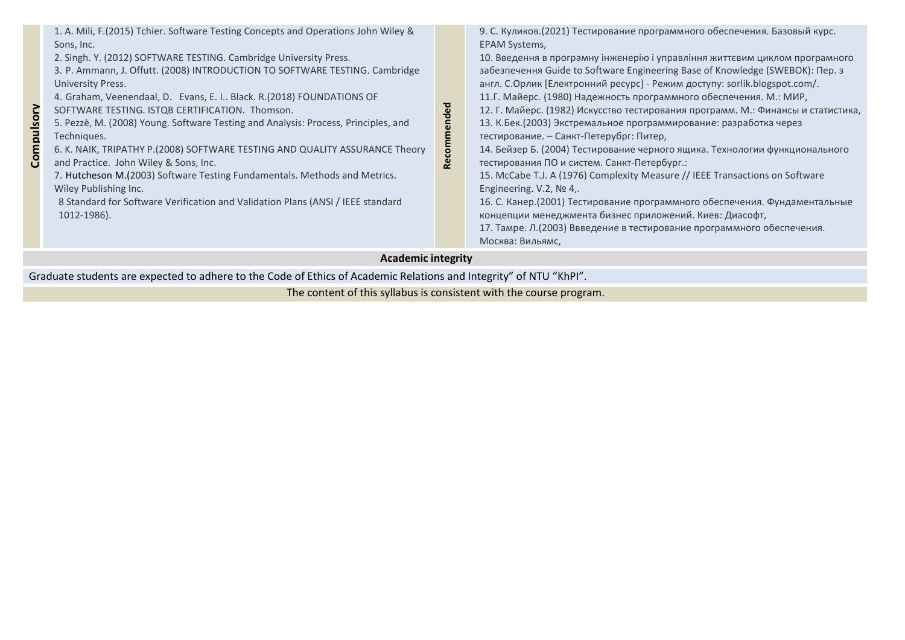| | | | |
|---|---|---|---|
| **Compulsory** | 1. A. Mili, F.(2015) Tchier. Software Testing Concepts and Operations John Wiley & Sons, Inc.<br>2. Singh. Y. (2012) SOFTWARE TESTING. Cambridge University Press.<br>3. P. Ammann, J. Offutt. (2008) INTRODUCTION TO SOFTWARE TESTING. Cambridge University Press.<br>4. Graham, Veenendaal, D. Evans, E. I.. Black. R.(2018) FOUNDATIONS OF SOFTWARE TESTING. ISTQB CERTIFICATION. Thomson.<br>5. Pezzè, M. (2008) Young. Software Testing and Analysis: Process, Principles, and Techniques.<br>6. K. NAIK, TRIPATHY P.(2008) SOFTWARE TESTING AND QUALITY ASSURANCE Theory and Practice. John Wiley & Sons, Inc.<br>7. Hutcheson M.(2003) Software Testing Fundamentals. Methods and Metrics. Wiley Publishing Inc.<br>8 Standard for Software Verification and Validation Plans (ANSI / IEEE standard 1012-1986). | **Recommended** | 9. С. Куликов.(2021) Тестирование программного обеспечения. Базовый курс. EPAM Systems,<br>10. Введення в програмну інженерію і управління життєвим циклом програмного забезпечення Guide to Software Engineering Base of Knowledge (SWEBOK): Пер. з англ. С.Орлик [Електронний ресурс] - Режим доступу: sorlik.blogspot.com/.<br>11.Г. Майерс. (1980) Надежность программного обеспечения. М.: МИР,<br>12. Г. Майерс. (1982) Искусство тестирования программ. М.: Финансы и статистика,<br>13. К.Бек.(2003) Экстремальное программирование: разработка через тестирование. – Санкт-Петеруьрг: Питер,<br>14. Бейзер Б. (2004) Тестирование черного ящика. Технологии функционального тестирования ПО и систем. Санкт-Петербург.:<br>15. McCabe T.J. A (1976) Complexity Measure // IEEE Transactions on Software Engineering. V.2, № 4,.<br>16. С. Канер.(2001) Тестирование программного обеспечения. Фундаментальные концепции менеджмента бизнес приложений. Киев: Диасофт,<br>17. Тамре. Л.(2003) Ввведение в тестирование программного обеспечения. Москва: Вильямс, |

**Academic integrity**

Graduate students are expected to adhere to the Code of Ethics of Academic Relations and Integrity" of NTU "KhPI".

The content of this syllabus is consistent with the course program.